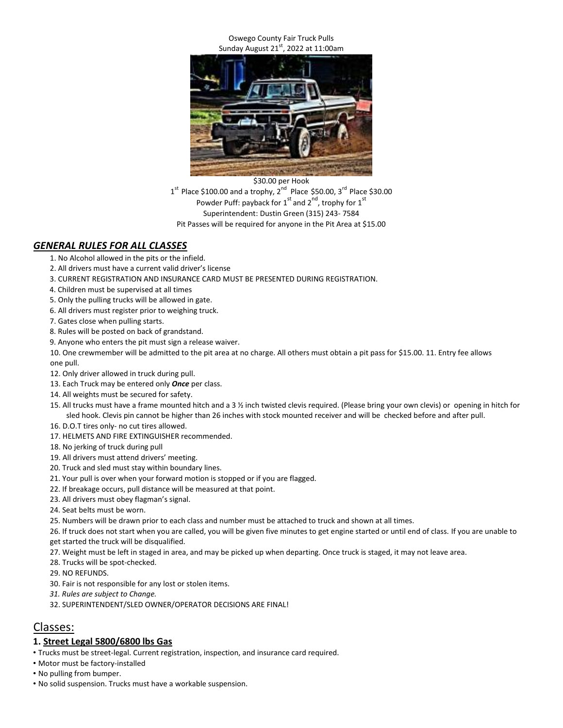Oswego County Fair Truck Pulls
Sunday August 21st, 2022 at 11:00am

$30.00 per Hook
1st Place $100.00 and a trophy, 2nd Place $50.00, 3rd Place $30.00
Powder Puff: payback for 1st and 2nd, trophy for 1st
Superintendent: Dustin Green (315) 243- 7584
Pit Passes will be required for anyone in the Pit Area at $15.00

## ***GENERAL RULES FOR ALL CLASSES***

1. No Alcohol allowed in the pits or the infield.
2. All drivers must have a current valid driver's license
3. CURRENT REGISTRATION AND INSURANCE CARD MUST BE PRESENTED DURING REGISTRATION.
4. Children must be supervised at all times
5. Only the pulling trucks will be allowed in gate.
6. All drivers must register prior to weighing truck.
7. Gates close when pulling starts.
8. Rules will be posted on back of grandstand.
9. Anyone who enters the pit must sign a release waiver.
10. One crewmember will be admitted to the pit area at no charge. All others must obtain a pit pass for $15.00.
11. Entry fee allows one pull.
12. Only driver allowed in truck during pull.
13. Each Truck may be entered only ***Once*** per class.
14. All weights must be secured for safety.
15. All trucks must have a frame mounted hitch and a 3 ½ inch twisted clevis required. (Please bring your own clevis) or opening in hitch for sled hook. Clevis pin cannot be higher than 26 inches with stock mounted receiver and will be checked before and after pull.
16. D.O.T tires only- no cut tires allowed.
17. HELMETS AND FIRE EXTINGUISHER recommended.
18. No jerking of truck during pull
19. All drivers must attend drivers' meeting.
20. Truck and sled must stay within boundary lines.
21. Your pull is over when your forward motion is stopped or if you are flagged.
22. If breakage occurs, pull distance will be measured at that point.
23. All drivers must obey flagman's signal.
24. Seat belts must be worn.
25. Numbers will be drawn prior to each class and number must be attached to truck and shown at all times.
26. If truck does not start when you are called, you will be given five minutes to get engine started or until end of class. If you are unable to get started the truck will be disqualified.
27. Weight must be left in staged in area, and may be picked up when departing. Once truck is staged, it may not leave area.
28. Trucks will be spot-checked.
29. NO REFUNDS.
30. Fair is not responsible for any lost or stolen items.
31. *Rules are subject to Change.*
32. SUPERINTENDENT/SLED OWNER/OPERATOR DECISIONS ARE FINAL!

# Classes:

### 1. Street Legal 5800/6800 lbs Gas

- Trucks must be street-legal. Current registration, inspection, and insurance card required.
- Motor must be factory-installed
- No pulling from bumper.
- No solid suspension. Trucks must have a workable suspension.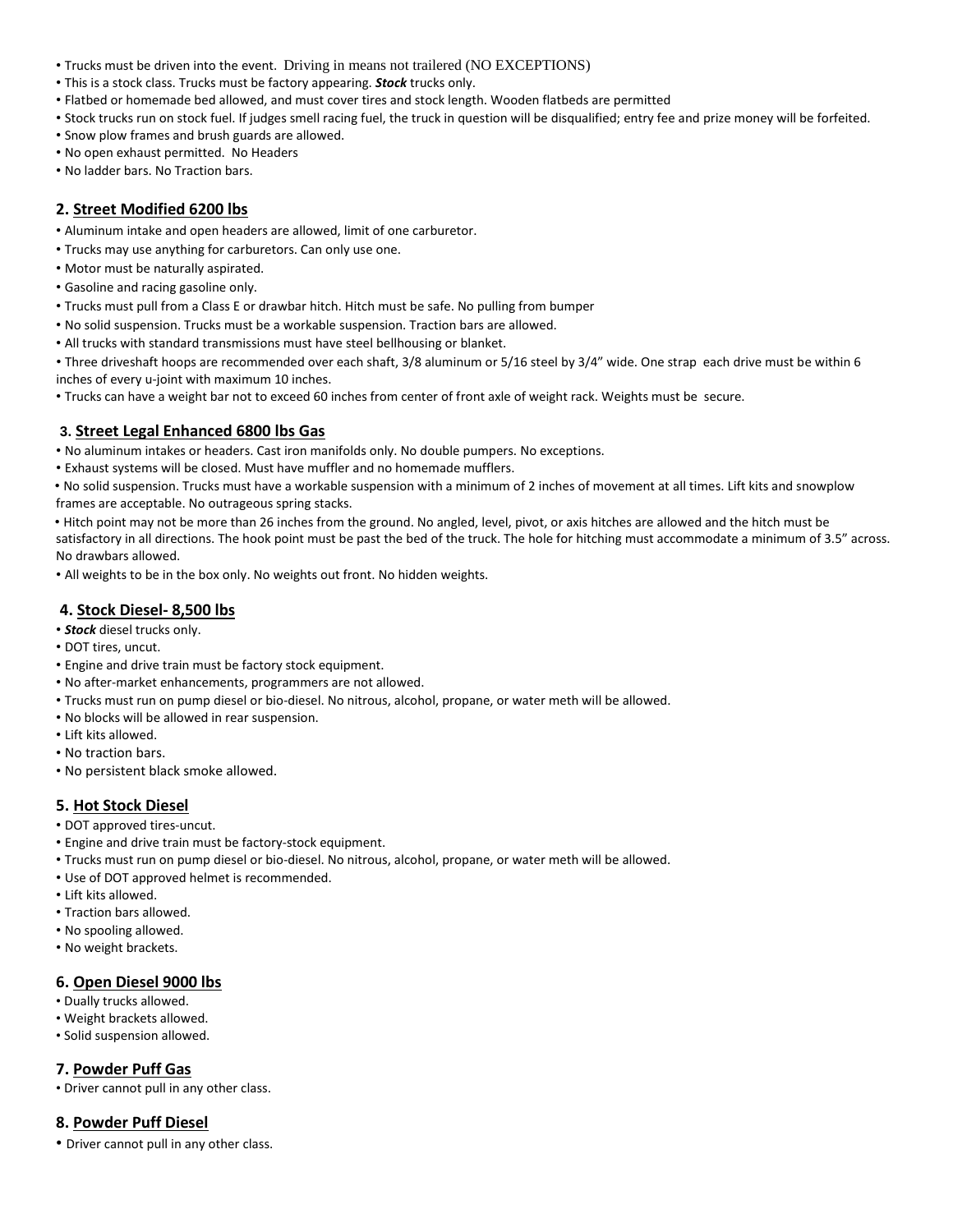- Trucks must be driven into the event. Driving in means not trailered (NO EXCEPTIONS)
- This is a stock class. Trucks must be factory appearing. ***Stock*** trucks only.
- Flatbed or homemade bed allowed, and must cover tires and stock length. Wooden flatbeds are permitted
- Stock trucks run on stock fuel. If judges smell racing fuel, the truck in question will be disqualified; entry fee and prize money will be forfeited.
- Snow plow frames and brush guards are allowed.
- No open exhaust permitted. No Headers
- No ladder bars. No Traction bars.

## 2. Street Modified 6200 lbs

- Aluminum intake and open headers are allowed, limit of one carburetor.
- Trucks may use anything for carburetors. Can only use one.
- Motor must be naturally aspirated.
- Gasoline and racing gasoline only.
- Trucks must pull from a Class E or drawbar hitch. Hitch must be safe. No pulling from bumper
- No solid suspension. Trucks must be a workable suspension. Traction bars are allowed.
- All trucks with standard transmissions must have steel bellhousing or blanket.
- Three driveshaft hoops are recommended over each shaft, 3/8 aluminum or 5/16 steel by 3/4" wide. One strap each drive must be within 6 inches of every u-joint with maximum 10 inches.
- Trucks can have a weight bar not to exceed 60 inches from center of front axle of weight rack. Weights must be secure.

## 3. Street Legal Enhanced 6800 lbs Gas

- No aluminum intakes or headers. Cast iron manifolds only. No double pumpers. No exceptions.
- Exhaust systems will be closed. Must have muffler and no homemade mufflers.
- No solid suspension. Trucks must have a workable suspension with a minimum of 2 inches of movement at all times. Lift kits and snowplow frames are acceptable. No outrageous spring stacks.
- Hitch point may not be more than 26 inches from the ground. No angled, level, pivot, or axis hitches are allowed and the hitch must be satisfactory in all directions. The hook point must be past the bed of the truck. The hole for hitching must accommodate a minimum of 3.5" across. No drawbars allowed.
- All weights to be in the box only. No weights out front. No hidden weights.

## 4. Stock Diesel- 8,500 lbs

- ***Stock*** diesel trucks only.
- DOT tires, uncut.
- Engine and drive train must be factory stock equipment.
- No after-market enhancements, programmers are not allowed.
- Trucks must run on pump diesel or bio-diesel. No nitrous, alcohol, propane, or water meth will be allowed.
- No blocks will be allowed in rear suspension.
- Lift kits allowed.
- No traction bars.
- No persistent black smoke allowed.

## 5. Hot Stock Diesel

- DOT approved tires-uncut.
- Engine and drive train must be factory-stock equipment.
- Trucks must run on pump diesel or bio-diesel. No nitrous, alcohol, propane, or water meth will be allowed.
- Use of DOT approved helmet is recommended.
- Lift kits allowed.
- Traction bars allowed.
- No spooling allowed.
- No weight brackets.

## 6. Open Diesel 9000 lbs

- Dually trucks allowed.
- Weight brackets allowed.
- Solid suspension allowed.

## 7. Powder Puff Gas

- Driver cannot pull in any other class.

## 8. Powder Puff Diesel

- Driver cannot pull in any other class.